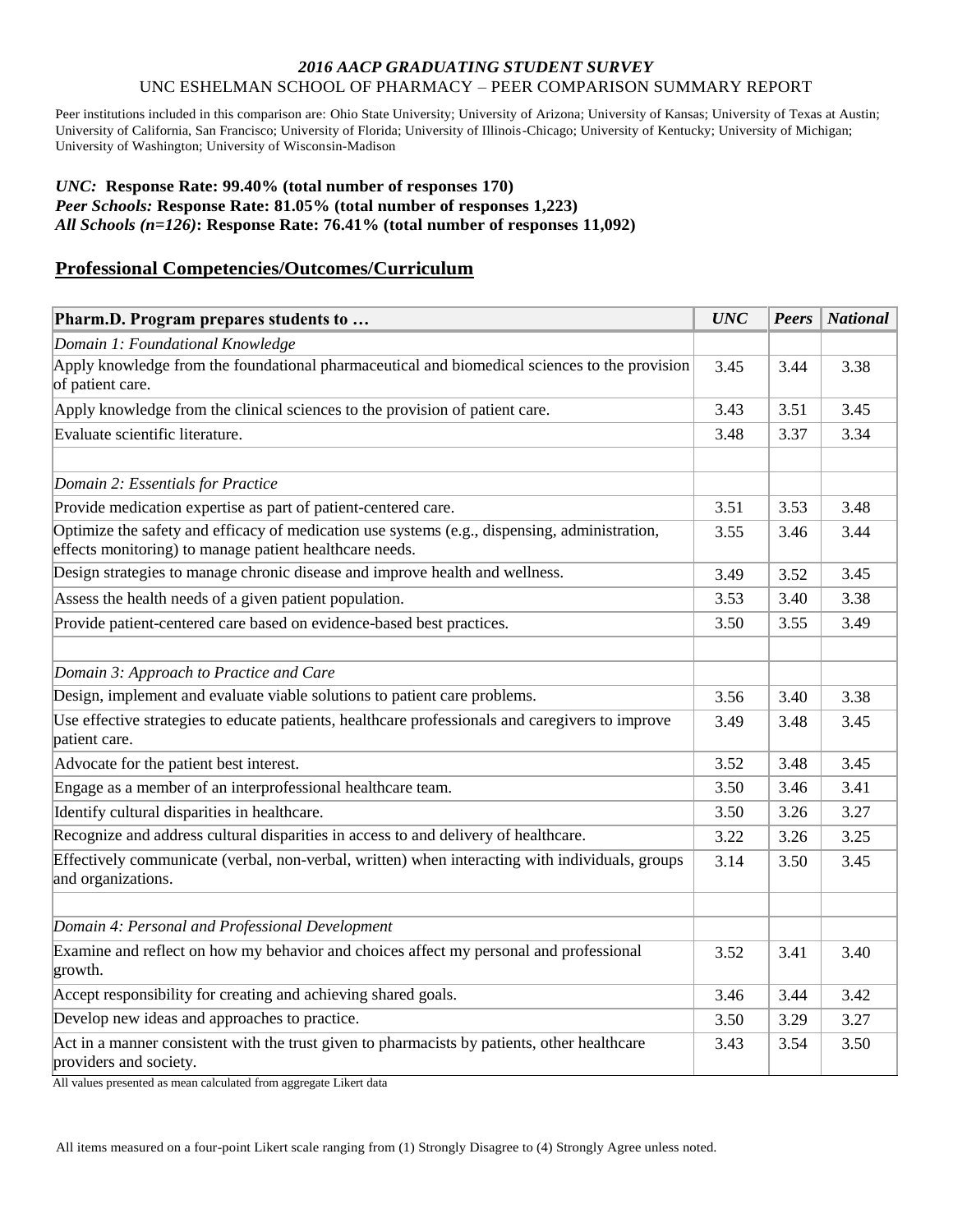*2016 AACP GRADUATING STUDENT SURVEY*

UNC ESHELMAN SCHOOL OF PHARMACY – PEER COMPARISON SUMMARY REPORT

Peer institutions included in this comparison are: Ohio State University; University of Arizona; University of Kansas; University of Texas at Austin; University of California, San Francisco; University of Florida; University of Illinois-Chicago; University of Kentucky; University of Michigan; University of Washington; University of Wisconsin-Madison

***UNC:*** **Response Rate: 99.40% (total number of responses 170)**
***Peer Schools:*** **Response Rate: 81.05% (total number of responses 1,223)**
***All Schools (n=126)*****: Response Rate: 76.41% (total number of responses 11,092)**

## Professional Competencies/Outcomes/Curriculum

| Pharm.D. Program prepares students to … | *UNC* | *Peers* | *National* |
|---|---|---|---|
| *Domain 1: Foundational Knowledge* | | | |
| Apply knowledge from the foundational pharmaceutical and biomedical sciences to the provision of patient care. | 3.45 | 3.44 | 3.38 |
| Apply knowledge from the clinical sciences to the provision of patient care. | 3.43 | 3.51 | 3.45 |
| Evaluate scientific literature. | 3.48 | 3.37 | 3.34 |
| | | | |
| *Domain 2: Essentials for Practice* | | | |
| Provide medication expertise as part of patient-centered care. | 3.51 | 3.53 | 3.48 |
| Optimize the safety and efficacy of medication use systems (e.g., dispensing, administration, effects monitoring) to manage patient healthcare needs. | 3.55 | 3.46 | 3.44 |
| Design strategies to manage chronic disease and improve health and wellness. | 3.49 | 3.52 | 3.45 |
| Assess the health needs of a given patient population. | 3.53 | 3.40 | 3.38 |
| Provide patient-centered care based on evidence-based best practices. | 3.50 | 3.55 | 3.49 |
| | | | |
| *Domain 3: Approach to Practice and Care* | | | |
| Design, implement and evaluate viable solutions to patient care problems. | 3.56 | 3.40 | 3.38 |
| Use effective strategies to educate patients, healthcare professionals and caregivers to improve patient care. | 3.49 | 3.48 | 3.45 |
| Advocate for the patient best interest. | 3.52 | 3.48 | 3.45 |
| Engage as a member of an interprofessional healthcare team. | 3.50 | 3.46 | 3.41 |
| Identify cultural disparities in healthcare. | 3.50 | 3.26 | 3.27 |
| Recognize and address cultural disparities in access to and delivery of healthcare. | 3.22 | 3.26 | 3.25 |
| Effectively communicate (verbal, non-verbal, written) when interacting with individuals, groups and organizations. | 3.14 | 3.50 | 3.45 |
| | | | |
| *Domain 4: Personal and Professional Development* | | | |
| Examine and reflect on how my behavior and choices affect my personal and professional growth. | 3.52 | 3.41 | 3.40 |
| Accept responsibility for creating and achieving shared goals. | 3.46 | 3.44 | 3.42 |
| Develop new ideas and approaches to practice. | 3.50 | 3.29 | 3.27 |
| Act in a manner consistent with the trust given to pharmacists by patients, other healthcare providers and society. | 3.43 | 3.54 | 3.50 |

All values presented as mean calculated from aggregate Likert data

All items measured on a four-point Likert scale ranging from (1) Strongly Disagree to (4) Strongly Agree unless noted.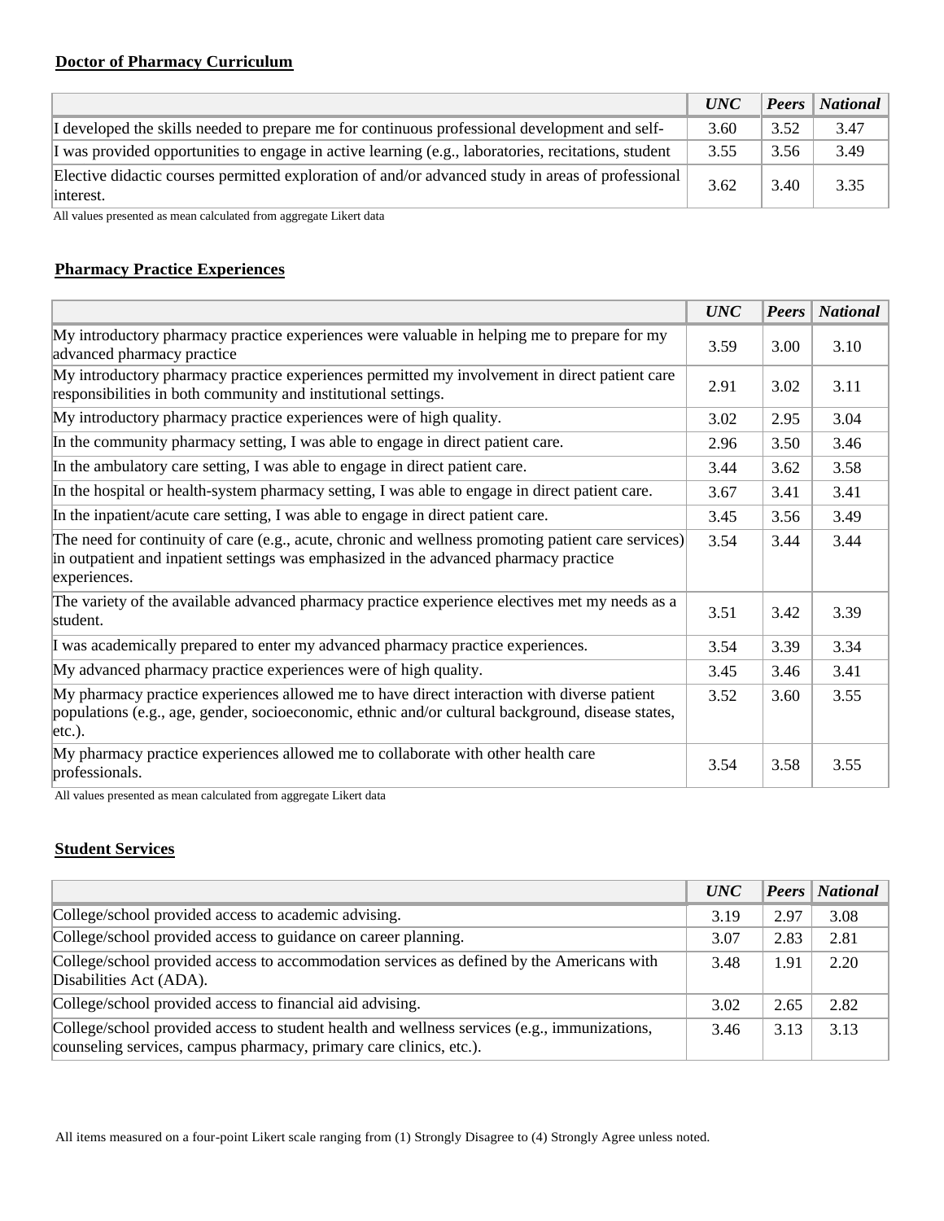**Doctor of Pharmacy Curriculum**

| | *UNC* | *Peers* | *National* |
|---|---|---|---|
| I developed the skills needed to prepare me for continuous professional development and self- | 3.60 | 3.52 | 3.47 |
| I was provided opportunities to engage in active learning (e.g., laboratories, recitations, student | 3.55 | 3.56 | 3.49 |
| Elective didactic courses permitted exploration of and/or advanced study in areas of professional interest. | 3.62 | 3.40 | 3.35 |

All values presented as mean calculated from aggregate Likert data

**Pharmacy Practice Experiences**

| | *UNC* | *Peers* | *National* |
|---|---|---|---|
| My introductory pharmacy practice experiences were valuable in helping me to prepare for my advanced pharmacy practice | 3.59 | 3.00 | 3.10 |
| My introductory pharmacy practice experiences permitted my involvement in direct patient care responsibilities in both community and institutional settings. | 2.91 | 3.02 | 3.11 |
| My introductory pharmacy practice experiences were of high quality. | 3.02 | 2.95 | 3.04 |
| In the community pharmacy setting, I was able to engage in direct patient care. | 2.96 | 3.50 | 3.46 |
| In the ambulatory care setting, I was able to engage in direct patient care. | 3.44 | 3.62 | 3.58 |
| In the hospital or health-system pharmacy setting, I was able to engage in direct patient care. | 3.67 | 3.41 | 3.41 |
| In the inpatient/acute care setting, I was able to engage in direct patient care. | 3.45 | 3.56 | 3.49 |
| The need for continuity of care (e.g., acute, chronic and wellness promoting patient care services) in outpatient and inpatient settings was emphasized in the advanced pharmacy practice experiences. | 3.54 | 3.44 | 3.44 |
| The variety of the available advanced pharmacy practice experience electives met my needs as a student. | 3.51 | 3.42 | 3.39 |
| I was academically prepared to enter my advanced pharmacy practice experiences. | 3.54 | 3.39 | 3.34 |
| My advanced pharmacy practice experiences were of high quality. | 3.45 | 3.46 | 3.41 |
| My pharmacy practice experiences allowed me to have direct interaction with diverse patient populations (e.g., age, gender, socioeconomic, ethnic and/or cultural background, disease states, etc.). | 3.52 | 3.60 | 3.55 |
| My pharmacy practice experiences allowed me to collaborate with other health care professionals. | 3.54 | 3.58 | 3.55 |

All values presented as mean calculated from aggregate Likert data

**Student Services**

| | *UNC* | *Peers* | *National* |
|---|---|---|---|
| College/school provided access to academic advising. | 3.19 | 2.97 | 3.08 |
| College/school provided access to guidance on career planning. | 3.07 | 2.83 | 2.81 |
| College/school provided access to accommodation services as defined by the Americans with Disabilities Act (ADA). | 3.48 | 1.91 | 2.20 |
| College/school provided access to financial aid advising. | 3.02 | 2.65 | 2.82 |
| College/school provided access to student health and wellness services (e.g., immunizations, counseling services, campus pharmacy, primary care clinics, etc.). | 3.46 | 3.13 | 3.13 |

All items measured on a four-point Likert scale ranging from (1) Strongly Disagree to (4) Strongly Agree unless noted.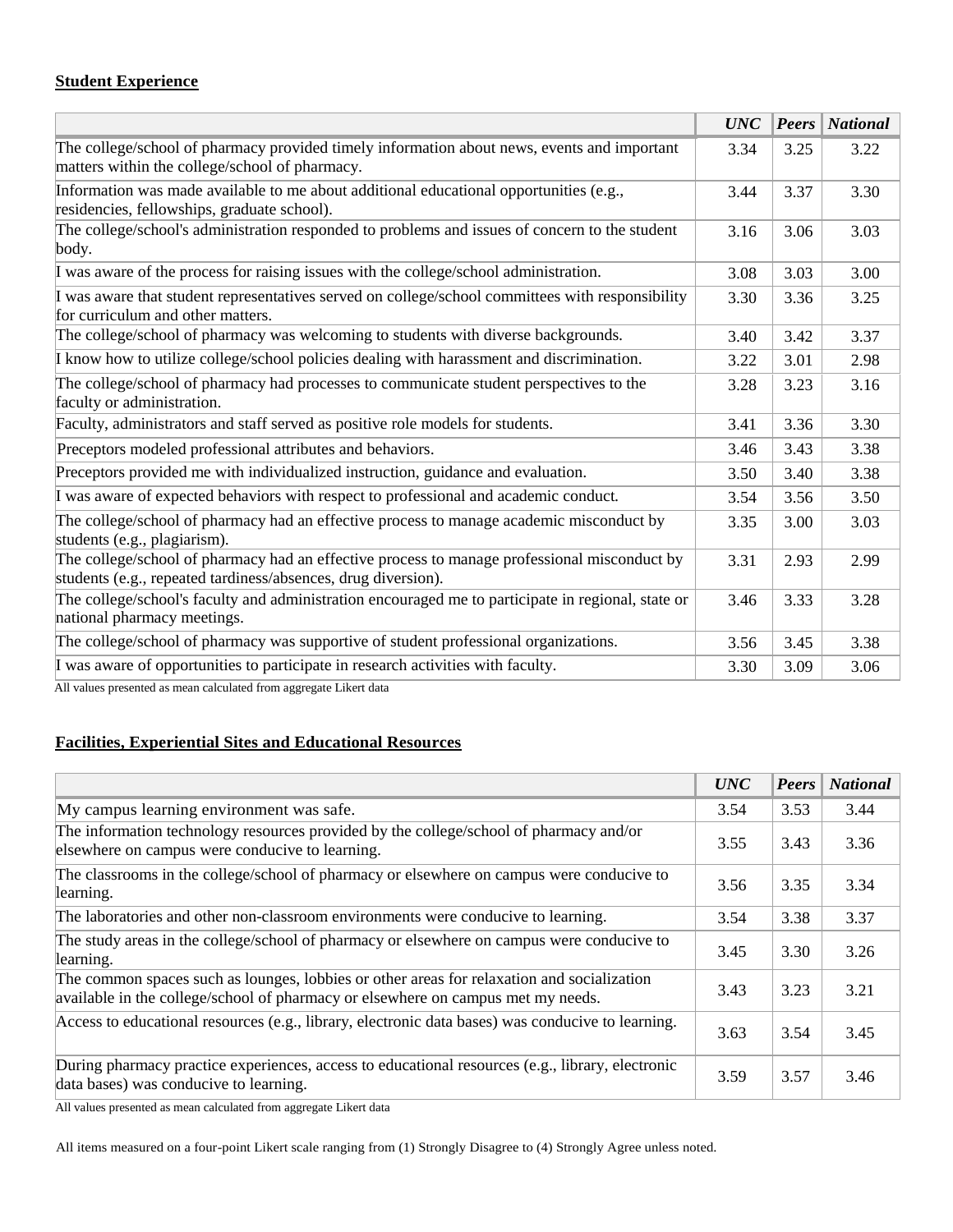**Student Experience**

| | *UNC* | *Peers* | *National* |
|---|---|---|---|
| The college/school of pharmacy provided timely information about news, events and important matters within the college/school of pharmacy. | 3.34 | 3.25 | 3.22 |
| Information was made available to me about additional educational opportunities (e.g., residencies, fellowships, graduate school). | 3.44 | 3.37 | 3.30 |
| The college/school's administration responded to problems and issues of concern to the student body. | 3.16 | 3.06 | 3.03 |
| I was aware of the process for raising issues with the college/school administration. | 3.08 | 3.03 | 3.00 |
| I was aware that student representatives served on college/school committees with responsibility for curriculum and other matters. | 3.30 | 3.36 | 3.25 |
| The college/school of pharmacy was welcoming to students with diverse backgrounds. | 3.40 | 3.42 | 3.37 |
| I know how to utilize college/school policies dealing with harassment and discrimination. | 3.22 | 3.01 | 2.98 |
| The college/school of pharmacy had processes to communicate student perspectives to the faculty or administration. | 3.28 | 3.23 | 3.16 |
| Faculty, administrators and staff served as positive role models for students. | 3.41 | 3.36 | 3.30 |
| Preceptors modeled professional attributes and behaviors. | 3.46 | 3.43 | 3.38 |
| Preceptors provided me with individualized instruction, guidance and evaluation. | 3.50 | 3.40 | 3.38 |
| I was aware of expected behaviors with respect to professional and academic conduct. | 3.54 | 3.56 | 3.50 |
| The college/school of pharmacy had an effective process to manage academic misconduct by students (e.g., plagiarism). | 3.35 | 3.00 | 3.03 |
| The college/school of pharmacy had an effective process to manage professional misconduct by students (e.g., repeated tardiness/absences, drug diversion). | 3.31 | 2.93 | 2.99 |
| The college/school's faculty and administration encouraged me to participate in regional, state or national pharmacy meetings. | 3.46 | 3.33 | 3.28 |
| The college/school of pharmacy was supportive of student professional organizations. | 3.56 | 3.45 | 3.38 |
| I was aware of opportunities to participate in research activities with faculty. | 3.30 | 3.09 | 3.06 |

All values presented as mean calculated from aggregate Likert data

**Facilities, Experiential Sites and Educational Resources**

| | *UNC* | *Peers* | *National* |
|---|---|---|---|
| My campus learning environment was safe. | 3.54 | 3.53 | 3.44 |
| The information technology resources provided by the college/school of pharmacy and/or elsewhere on campus were conducive to learning. | 3.55 | 3.43 | 3.36 |
| The classrooms in the college/school of pharmacy or elsewhere on campus were conducive to learning. | 3.56 | 3.35 | 3.34 |
| The laboratories and other non-classroom environments were conducive to learning. | 3.54 | 3.38 | 3.37 |
| The study areas in the college/school of pharmacy or elsewhere on campus were conducive to learning. | 3.45 | 3.30 | 3.26 |
| The common spaces such as lounges, lobbies or other areas for relaxation and socialization available in the college/school of pharmacy or elsewhere on campus met my needs. | 3.43 | 3.23 | 3.21 |
| Access to educational resources (e.g., library, electronic data bases) was conducive to learning. | 3.63 | 3.54 | 3.45 |
| During pharmacy practice experiences, access to educational resources (e.g., library, electronic data bases) was conducive to learning. | 3.59 | 3.57 | 3.46 |

All values presented as mean calculated from aggregate Likert data

All items measured on a four-point Likert scale ranging from (1) Strongly Disagree to (4) Strongly Agree unless noted.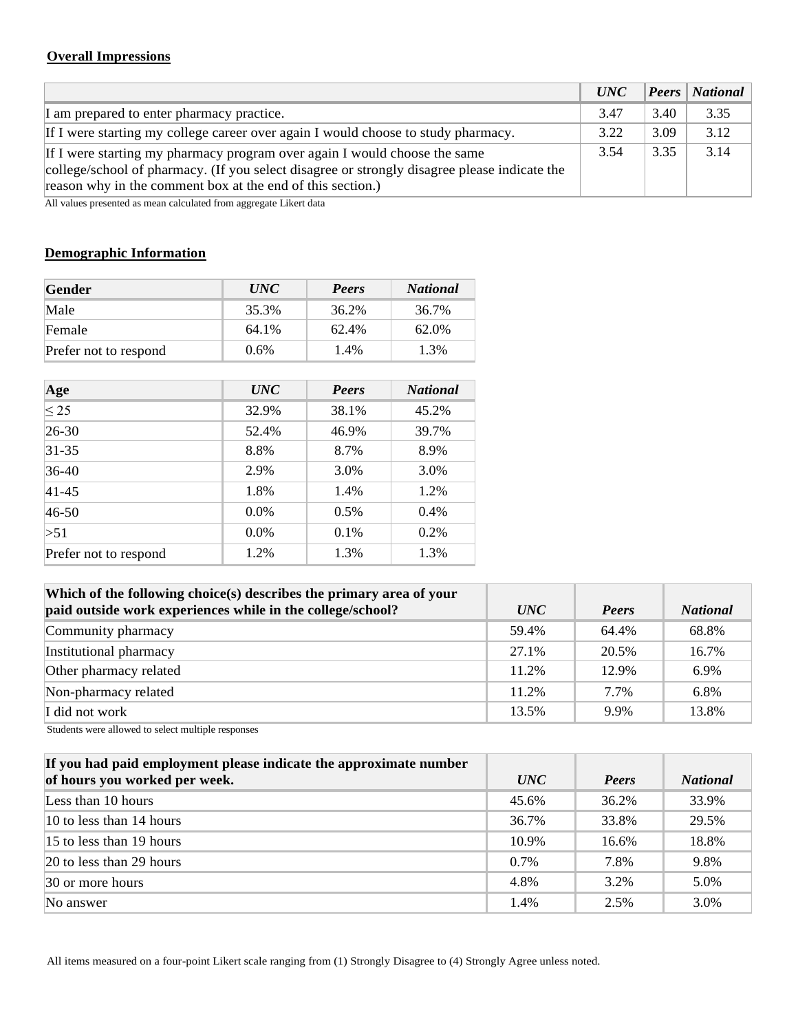**Overall Impressions**

| | *UNC* | *Peers* | *National* |
|---|---|---|---|
| I am prepared to enter pharmacy practice. | 3.47 | 3.40 | 3.35 |
| If I were starting my college career over again I would choose to study pharmacy. | 3.22 | 3.09 | 3.12 |
| If I were starting my pharmacy program over again I would choose the same college/school of pharmacy. (If you select disagree or strongly disagree please indicate the reason why in the comment box at the end of this section.) | 3.54 | 3.35 | 3.14 |

All values presented as mean calculated from aggregate Likert data

**Demographic Information**

| Gender | *UNC* | *Peers* | *National* |
|---|---|---|---|
| Male | 35.3% | 36.2% | 36.7% |
| Female | 64.1% | 62.4% | 62.0% |
| Prefer not to respond | 0.6% | 1.4% | 1.3% |

| Age | *UNC* | *Peers* | *National* |
|---|---|---|---|
| ≤ 25 | 32.9% | 38.1% | 45.2% |
| 26-30 | 52.4% | 46.9% | 39.7% |
| 31-35 | 8.8% | 8.7% | 8.9% |
| 36-40 | 2.9% | 3.0% | 3.0% |
| 41-45 | 1.8% | 1.4% | 1.2% |
| 46-50 | 0.0% | 0.5% | 0.4% |
| >51 | 0.0% | 0.1% | 0.2% |
| Prefer not to respond | 1.2% | 1.3% | 1.3% |

| Which of the following choice(s) describes the primary area of your paid outside work experiences while in the college/school? | *UNC* | *Peers* | *National* |
|---|---|---|---|
| Community pharmacy | 59.4% | 64.4% | 68.8% |
| Institutional pharmacy | 27.1% | 20.5% | 16.7% |
| Other pharmacy related | 11.2% | 12.9% | 6.9% |
| Non-pharmacy related | 11.2% | 7.7% | 6.8% |
| I did not work | 13.5% | 9.9% | 13.8% |

Students were allowed to select multiple responses

| If you had paid employment please indicate the approximate number of hours you worked per week. | *UNC* | *Peers* | *National* |
|---|---|---|---|
| Less than 10 hours | 45.6% | 36.2% | 33.9% |
| 10 to less than 14 hours | 36.7% | 33.8% | 29.5% |
| 15 to less than 19 hours | 10.9% | 16.6% | 18.8% |
| 20 to less than 29 hours | 0.7% | 7.8% | 9.8% |
| 30 or more hours | 4.8% | 3.2% | 5.0% |
| No answer | 1.4% | 2.5% | 3.0% |

All items measured on a four-point Likert scale ranging from (1) Strongly Disagree to (4) Strongly Agree unless noted.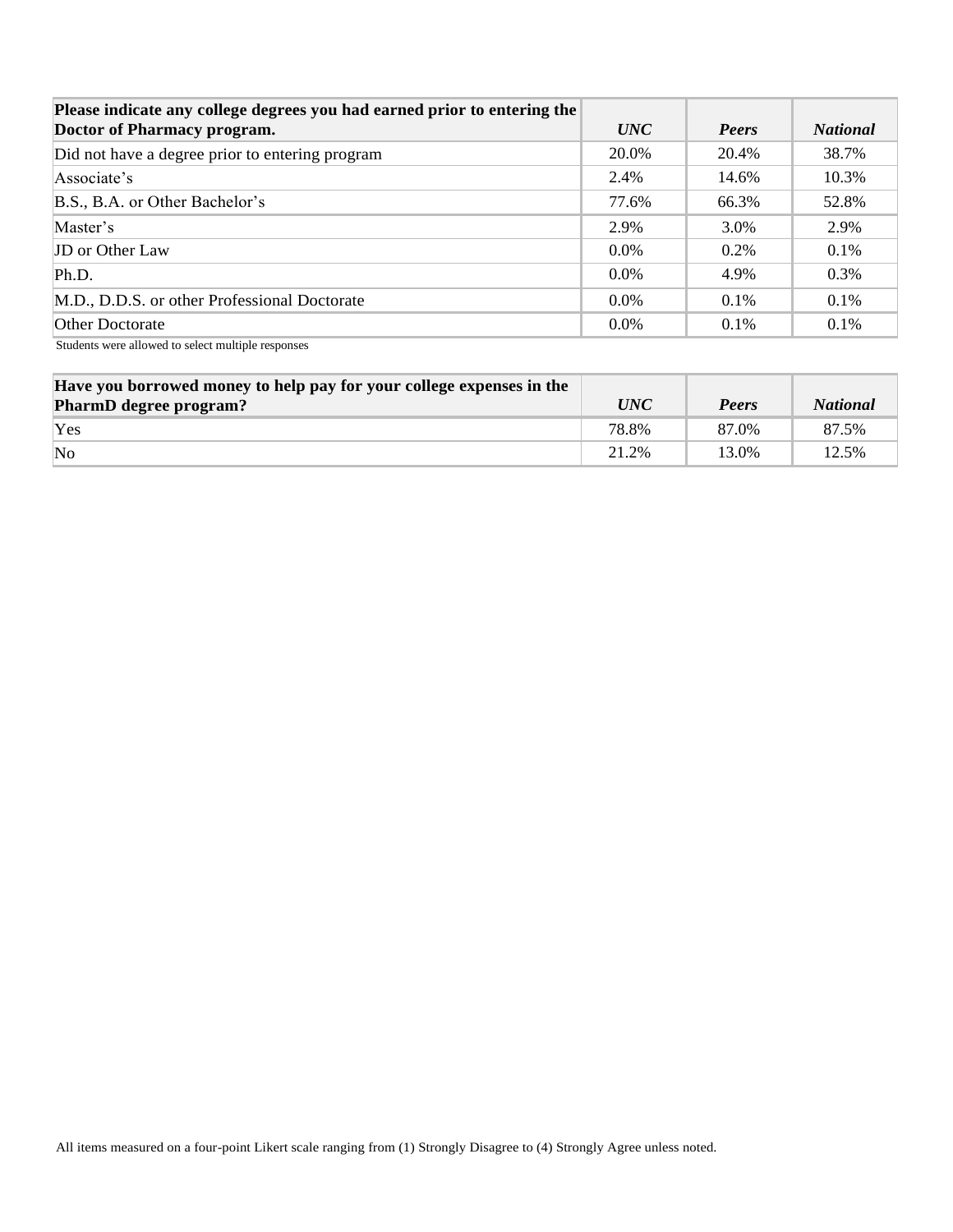| **Please indicate any college degrees you had earned prior to entering the Doctor of Pharmacy program.** | ***UNC*** | ***Peers*** | ***National*** |
|---|---|---|---|
| Did not have a degree prior to entering program | 20.0% | 20.4% | 38.7% |
| Associate's | 2.4% | 14.6% | 10.3% |
| B.S., B.A. or Other Bachelor's | 77.6% | 66.3% | 52.8% |
| Master's | 2.9% | 3.0% | 2.9% |
| JD or Other Law | 0.0% | 0.2% | 0.1% |
| Ph.D. | 0.0% | 4.9% | 0.3% |
| M.D., D.D.S. or other Professional Doctorate | 0.0% | 0.1% | 0.1% |
| Other Doctorate | 0.0% | 0.1% | 0.1% |

Students were allowed to select multiple responses

| **Have you borrowed money to help pay for your college expenses in the PharmD degree program?** | ***UNC*** | ***Peers*** | ***National*** |
|---|---|---|---|
| Yes | 78.8% | 87.0% | 87.5% |
| No | 21.2% | 13.0% | 12.5% |

All items measured on a four-point Likert scale ranging from (1) Strongly Disagree to (4) Strongly Agree unless noted.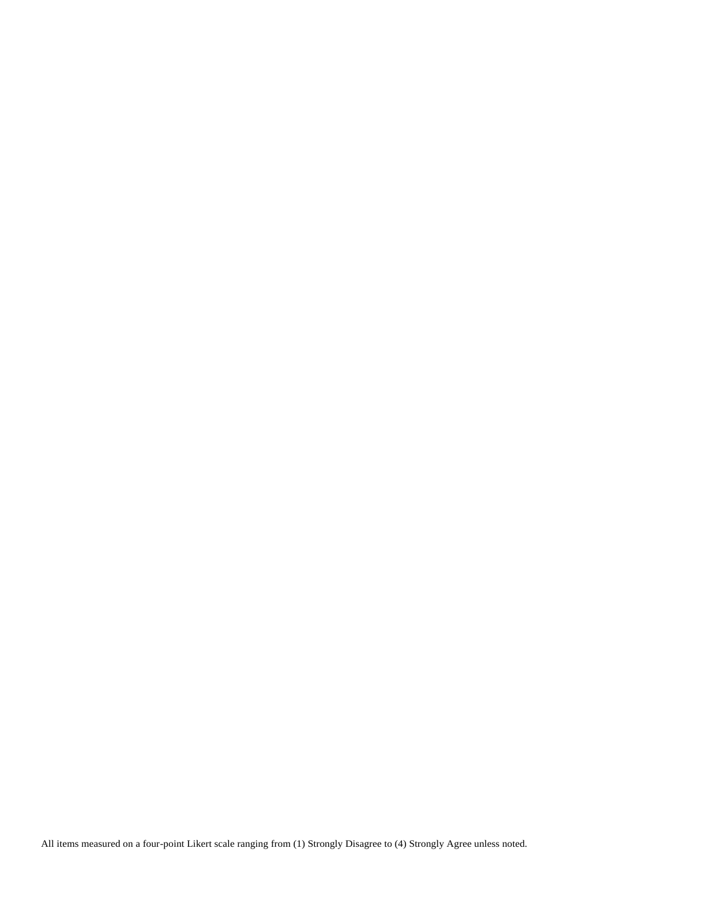All items measured on a four-point Likert scale ranging from (1) Strongly Disagree to (4) Strongly Agree unless noted.